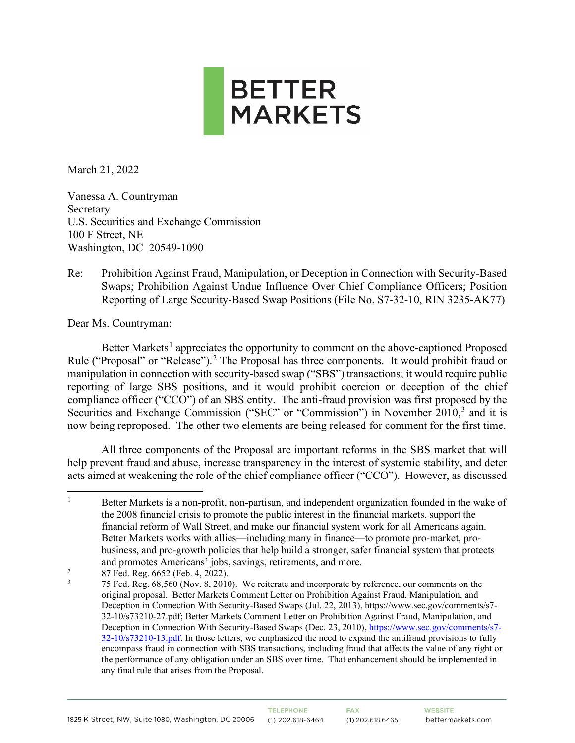# BETTER MARKETS

March 21, 2022

Vanessa A. Countryman
Secretary
U.S. Securities and Exchange Commission
100 F Street, NE
Washington, DC 20549-1090

Re: Prohibition Against Fraud, Manipulation, or Deception in Connection with Security-Based Swaps; Prohibition Against Undue Influence Over Chief Compliance Officers; Position Reporting of Large Security-Based Swap Positions (File No. S7-32-10, RIN 3235-AK77)

Dear Ms. Countryman:

Better Markets[1] appreciates the opportunity to comment on the above-captioned Proposed Rule ("Proposal" or "Release").[2] The Proposal has three components. It would prohibit fraud or manipulation in connection with security-based swap ("SBS") transactions; it would require public reporting of large SBS positions, and it would prohibit coercion or deception of the chief compliance officer ("CCO") of an SBS entity. The anti-fraud provision was first proposed by the Securities and Exchange Commission ("SEC" or "Commission") in November 2010,[3] and it is now being reproposed. The other two elements are being released for comment for the first time.

All three components of the Proposal are important reforms in the SBS market that will help prevent fraud and abuse, increase transparency in the interest of systemic stability, and deter acts aimed at weakening the role of the chief compliance officer ("CCO"). However, as discussed

---

[1] Better Markets is a non-profit, non-partisan, and independent organization founded in the wake of the 2008 financial crisis to promote the public interest in the financial markets, support the financial reform of Wall Street, and make our financial system work for all Americans again. Better Markets works with allies—including many in finance—to promote pro-market, pro-business, and pro-growth policies that help build a stronger, safer financial system that protects and promotes Americans' jobs, savings, retirements, and more.

[2] 87 Fed. Reg. 6652 (Feb. 4, 2022).

[3] 75 Fed. Reg. 68,560 (Nov. 8, 2010). We reiterate and incorporate by reference, our comments on the original proposal. Better Markets Comment Letter on Prohibition Against Fraud, Manipulation, and Deception in Connection With Security-Based Swaps (Jul. 22, 2013), https://www.sec.gov/comments/s7-32-10/s73210-27.pdf; Better Markets Comment Letter on Prohibition Against Fraud, Manipulation, and Deception in Connection With Security-Based Swaps (Dec. 23, 2010), https://www.sec.gov/comments/s7-32-10/s73210-13.pdf. In those letters, we emphasized the need to expand the antifraud provisions to fully encompass fraud in connection with SBS transactions, including fraud that affects the value of any right or the performance of any obligation under an SBS over time. That enhancement should be implemented in any final rule that arises from the Proposal.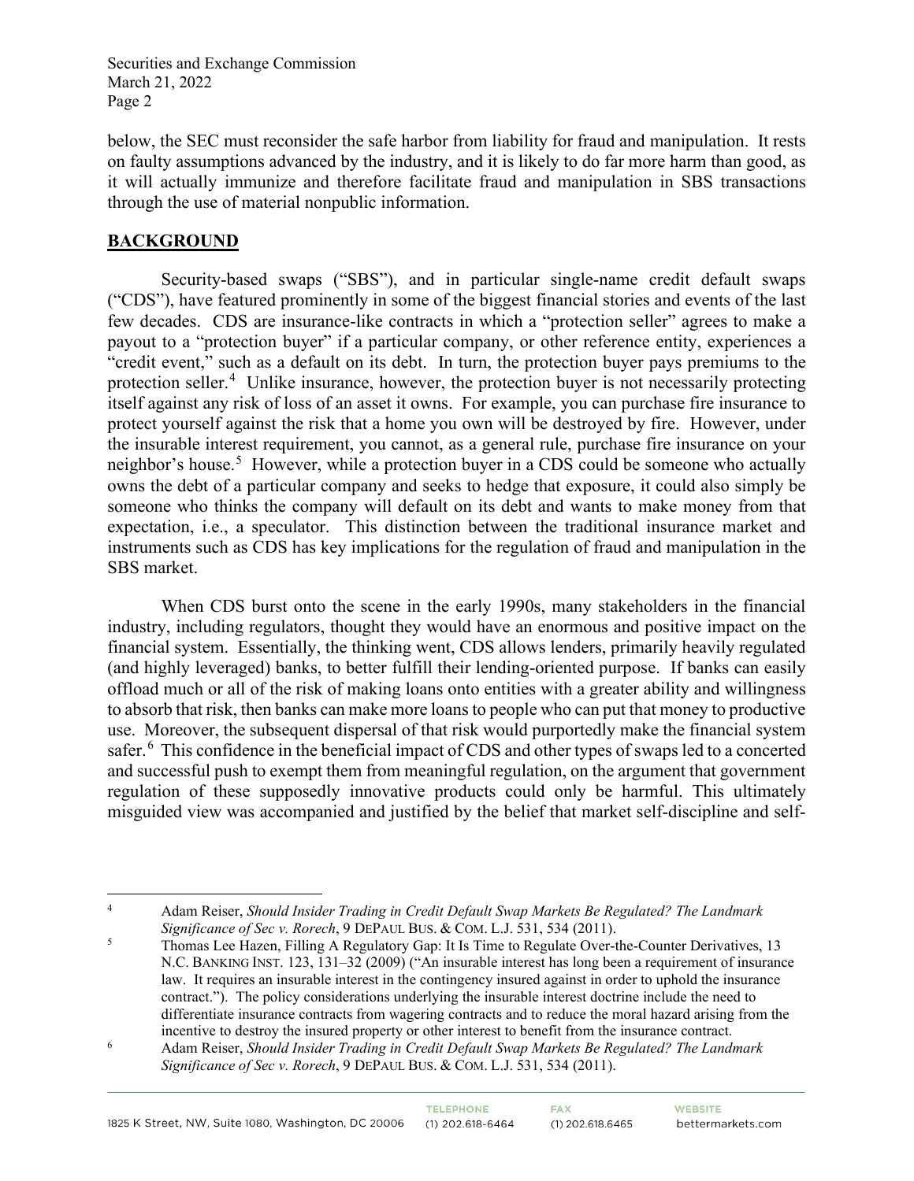below, the SEC must reconsider the safe harbor from liability for fraud and manipulation. It rests on faulty assumptions advanced by the industry, and it is likely to do far more harm than good, as it will actually immunize and therefore facilitate fraud and manipulation in SBS transactions through the use of material nonpublic information.

## BACKGROUND

Security-based swaps ("SBS"), and in particular single-name credit default swaps ("CDS"), have featured prominently in some of the biggest financial stories and events of the last few decades. CDS are insurance-like contracts in which a "protection seller" agrees to make a payout to a "protection buyer" if a particular company, or other reference entity, experiences a "credit event," such as a default on its debt. In turn, the protection buyer pays premiums to the protection seller.[4] Unlike insurance, however, the protection buyer is not necessarily protecting itself against any risk of loss of an asset it owns. For example, you can purchase fire insurance to protect yourself against the risk that a home you own will be destroyed by fire. However, under the insurable interest requirement, you cannot, as a general rule, purchase fire insurance on your neighbor's house.[5] However, while a protection buyer in a CDS could be someone who actually owns the debt of a particular company and seeks to hedge that exposure, it could also simply be someone who thinks the company will default on its debt and wants to make money from that expectation, i.e., a speculator. This distinction between the traditional insurance market and instruments such as CDS has key implications for the regulation of fraud and manipulation in the SBS market.

When CDS burst onto the scene in the early 1990s, many stakeholders in the financial industry, including regulators, thought they would have an enormous and positive impact on the financial system. Essentially, the thinking went, CDS allows lenders, primarily heavily regulated (and highly leveraged) banks, to better fulfill their lending-oriented purpose. If banks can easily offload much or all of the risk of making loans onto entities with a greater ability and willingness to absorb that risk, then banks can make more loans to people who can put that money to productive use. Moreover, the subsequent dispersal of that risk would purportedly make the financial system safer.[6] This confidence in the beneficial impact of CDS and other types of swaps led to a concerted and successful push to exempt them from meaningful regulation, on the argument that government regulation of these supposedly innovative products could only be harmful. This ultimately misguided view was accompanied and justified by the belief that market self-discipline and self-

---

[4] Adam Reiser, *Should Insider Trading in Credit Default Swap Markets Be Regulated? The Landmark Significance of Sec v. Rorech*, 9 DePaul Bus. & Com. L.J. 531, 534 (2011).

[5] Thomas Lee Hazen, Filling A Regulatory Gap: It Is Time to Regulate Over-the-Counter Derivatives, 13 N.C. Banking Inst. 123, 131–32 (2009) ("An insurable interest has long been a requirement of insurance law. It requires an insurable interest in the contingency insured against in order to uphold the insurance contract."). The policy considerations underlying the insurable interest doctrine include the need to differentiate insurance contracts from wagering contracts and to reduce the moral hazard arising from the incentive to destroy the insured property or other interest to benefit from the insurance contract.

[6] Adam Reiser, *Should Insider Trading in Credit Default Swap Markets Be Regulated? The Landmark Significance of Sec v. Rorech*, 9 DePaul Bus. & Com. L.J. 531, 534 (2011).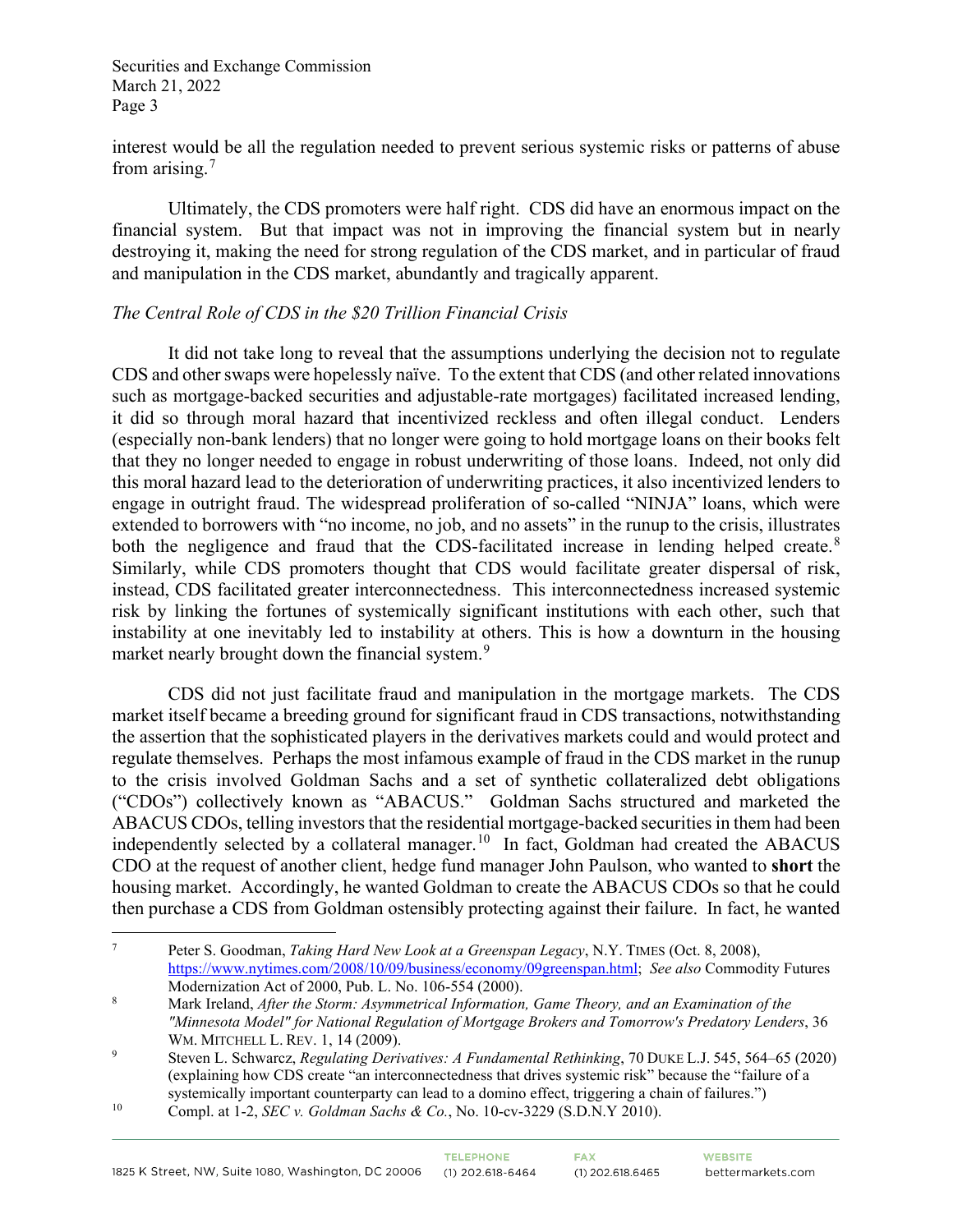interest would be all the regulation needed to prevent serious systemic risks or patterns of abuse from arising.[7]

Ultimately, the CDS promoters were half right. CDS did have an enormous impact on the financial system. But that impact was not in improving the financial system but in nearly destroying it, making the need for strong regulation of the CDS market, and in particular of fraud and manipulation in the CDS market, abundantly and tragically apparent.

*The Central Role of CDS in the $20 Trillion Financial Crisis*

It did not take long to reveal that the assumptions underlying the decision not to regulate CDS and other swaps were hopelessly naïve. To the extent that CDS (and other related innovations such as mortgage-backed securities and adjustable-rate mortgages) facilitated increased lending, it did so through moral hazard that incentivized reckless and often illegal conduct. Lenders (especially non-bank lenders) that no longer were going to hold mortgage loans on their books felt that they no longer needed to engage in robust underwriting of those loans. Indeed, not only did this moral hazard lead to the deterioration of underwriting practices, it also incentivized lenders to engage in outright fraud. The widespread proliferation of so-called "NINJA" loans, which were extended to borrowers with "no income, no job, and no assets" in the runup to the crisis, illustrates both the negligence and fraud that the CDS-facilitated increase in lending helped create.[8] Similarly, while CDS promoters thought that CDS would facilitate greater dispersal of risk, instead, CDS facilitated greater interconnectedness. This interconnectedness increased systemic risk by linking the fortunes of systemically significant institutions with each other, such that instability at one inevitably led to instability at others. This is how a downturn in the housing market nearly brought down the financial system.[9]

CDS did not just facilitate fraud and manipulation in the mortgage markets. The CDS market itself became a breeding ground for significant fraud in CDS transactions, notwithstanding the assertion that the sophisticated players in the derivatives markets could and would protect and regulate themselves. Perhaps the most infamous example of fraud in the CDS market in the runup to the crisis involved Goldman Sachs and a set of synthetic collateralized debt obligations ("CDOs") collectively known as "ABACUS." Goldman Sachs structured and marketed the ABACUS CDOs, telling investors that the residential mortgage-backed securities in them had been independently selected by a collateral manager.[10] In fact, Goldman had created the ABACUS CDO at the request of another client, hedge fund manager John Paulson, who wanted to **short** the housing market. Accordingly, he wanted Goldman to create the ABACUS CDOs so that he could then purchase a CDS from Goldman ostensibly protecting against their failure. In fact, he wanted

---

[7] Peter S. Goodman, *Taking Hard New Look at a Greenspan Legacy*, N.Y. TIMES (Oct. 8, 2008), https://www.nytimes.com/2008/10/09/business/economy/09greenspan.html; *See also* Commodity Futures Modernization Act of 2000, Pub. L. No. 106-554 (2000).

[8] Mark Ireland, *After the Storm: Asymmetrical Information, Game Theory, and an Examination of the "Minnesota Model" for National Regulation of Mortgage Brokers and Tomorrow's Predatory Lenders*, 36 WM. MITCHELL L. REV. 1, 14 (2009).

[9] Steven L. Schwarcz, *Regulating Derivatives: A Fundamental Rethinking*, 70 DUKE L.J. 545, 564–65 (2020) (explaining how CDS create "an interconnectedness that drives systemic risk" because the "failure of a systemically important counterparty can lead to a domino effect, triggering a chain of failures.")

[10] Compl. at 1-2, *SEC v. Goldman Sachs & Co.*, No. 10-cv-3229 (S.D.N.Y 2010).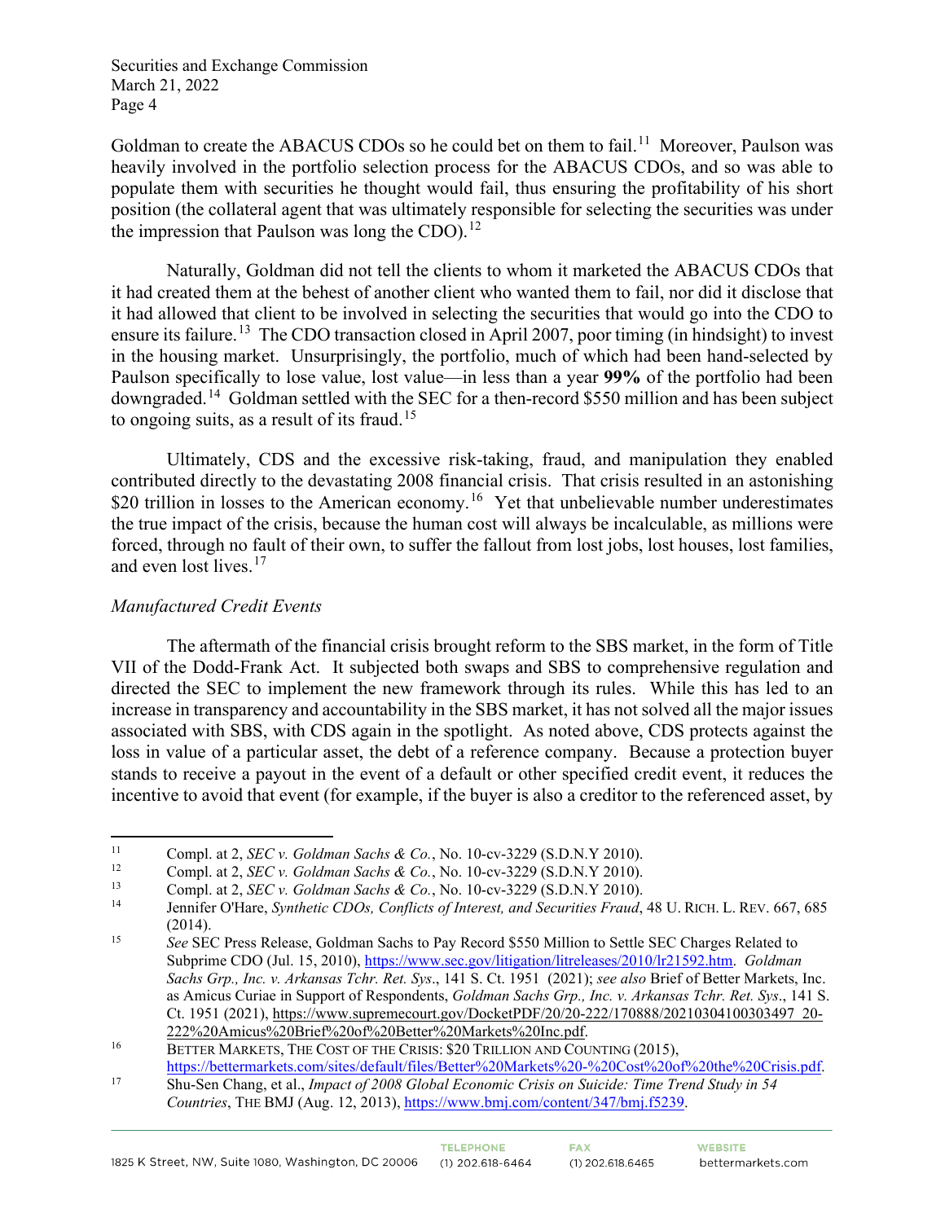Goldman to create the ABACUS CDOs so he could bet on them to fail.[11] Moreover, Paulson was heavily involved in the portfolio selection process for the ABACUS CDOs, and so was able to populate them with securities he thought would fail, thus ensuring the profitability of his short position (the collateral agent that was ultimately responsible for selecting the securities was under the impression that Paulson was long the CDO).[12]

Naturally, Goldman did not tell the clients to whom it marketed the ABACUS CDOs that it had created them at the behest of another client who wanted them to fail, nor did it disclose that it had allowed that client to be involved in selecting the securities that would go into the CDO to ensure its failure.[13] The CDO transaction closed in April 2007, poor timing (in hindsight) to invest in the housing market. Unsurprisingly, the portfolio, much of which had been hand-selected by Paulson specifically to lose value, lost value—in less than a year **99%** of the portfolio had been downgraded.[14] Goldman settled with the SEC for a then-record $550 million and has been subject to ongoing suits, as a result of its fraud.[15]

Ultimately, CDS and the excessive risk-taking, fraud, and manipulation they enabled contributed directly to the devastating 2008 financial crisis. That crisis resulted in an astonishing $20 trillion in losses to the American economy.[16] Yet that unbelievable number underestimates the true impact of the crisis, because the human cost will always be incalculable, as millions were forced, through no fault of their own, to suffer the fallout from lost jobs, lost houses, lost families, and even lost lives.[17]

*Manufactured Credit Events*

The aftermath of the financial crisis brought reform to the SBS market, in the form of Title VII of the Dodd-Frank Act. It subjected both swaps and SBS to comprehensive regulation and directed the SEC to implement the new framework through its rules. While this has led to an increase in transparency and accountability in the SBS market, it has not solved all the major issues associated with SBS, with CDS again in the spotlight. As noted above, CDS protects against the loss in value of a particular asset, the debt of a reference company. Because a protection buyer stands to receive a payout in the event of a default or other specified credit event, it reduces the incentive to avoid that event (for example, if the buyer is also a creditor to the referenced asset, by

---

[11] Compl. at 2, *SEC v. Goldman Sachs & Co.*, No. 10-cv-3229 (S.D.N.Y 2010).

[12] Compl. at 2, *SEC v. Goldman Sachs & Co.*, No. 10-cv-3229 (S.D.N.Y 2010).

[13] Compl. at 2, *SEC v. Goldman Sachs & Co.*, No. 10-cv-3229 (S.D.N.Y 2010).

[14] Jennifer O'Hare, *Synthetic CDOs, Conflicts of Interest, and Securities Fraud*, 48 U. RICH. L. REV. 667, 685 (2014).

[15] *See* SEC Press Release, Goldman Sachs to Pay Record $550 Million to Settle SEC Charges Related to Subprime CDO (Jul. 15, 2010), https://www.sec.gov/litigation/litreleases/2010/lr21592.htm. *Goldman Sachs Grp., Inc. v. Arkansas Tchr. Ret. Sys*., 141 S. Ct. 1951 (2021); *see also* Brief of Better Markets, Inc. as Amicus Curiae in Support of Respondents, *Goldman Sachs Grp., Inc. v. Arkansas Tchr. Ret. Sys*., 141 S. Ct. 1951 (2021), https://www.supremecourt.gov/DocketPDF/20/20-222/170888/20210304100303497_20-222%20Amicus%20Brief%20of%20Better%20Markets%20Inc.pdf.

[16] BETTER MARKETS, THE COST OF THE CRISIS: $20 TRILLION AND COUNTING (2015), https://bettermarkets.com/sites/default/files/Better%20Markets%20-%20Cost%20of%20the%20Crisis.pdf.

[17] Shu-Sen Chang, et al., *Impact of 2008 Global Economic Crisis on Suicide: Time Trend Study in 54 Countries*, THE BMJ (Aug. 12, 2013), https://www.bmj.com/content/347/bmj.f5239.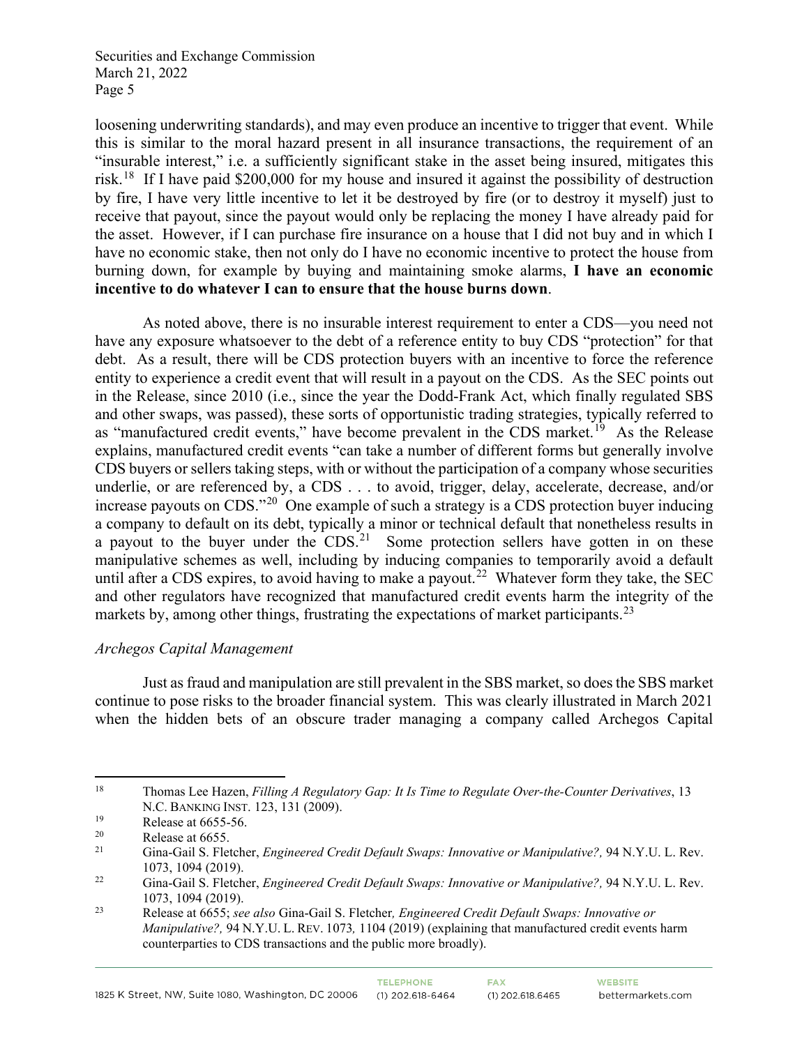loosening underwriting standards), and may even produce an incentive to trigger that event. While this is similar to the moral hazard present in all insurance transactions, the requirement of an "insurable interest," i.e. a sufficiently significant stake in the asset being insured, mitigates this risk.[18] If I have paid $200,000 for my house and insured it against the possibility of destruction by fire, I have very little incentive to let it be destroyed by fire (or to destroy it myself) just to receive that payout, since the payout would only be replacing the money I have already paid for the asset. However, if I can purchase fire insurance on a house that I did not buy and in which I have no economic stake, then not only do I have no economic incentive to protect the house from burning down, for example by buying and maintaining smoke alarms, **I have an economic incentive to do whatever I can to ensure that the house burns down**.

As noted above, there is no insurable interest requirement to enter a CDS—you need not have any exposure whatsoever to the debt of a reference entity to buy CDS "protection" for that debt. As a result, there will be CDS protection buyers with an incentive to force the reference entity to experience a credit event that will result in a payout on the CDS. As the SEC points out in the Release, since 2010 (i.e., since the year the Dodd-Frank Act, which finally regulated SBS and other swaps, was passed), these sorts of opportunistic trading strategies, typically referred to as "manufactured credit events," have become prevalent in the CDS market.[19] As the Release explains, manufactured credit events "can take a number of different forms but generally involve CDS buyers or sellers taking steps, with or without the participation of a company whose securities underlie, or are referenced by, a CDS . . . to avoid, trigger, delay, accelerate, decrease, and/or increase payouts on CDS."[20] One example of such a strategy is a CDS protection buyer inducing a company to default on its debt, typically a minor or technical default that nonetheless results in a payout to the buyer under the CDS.[21] Some protection sellers have gotten in on these manipulative schemes as well, including by inducing companies to temporarily avoid a default until after a CDS expires, to avoid having to make a payout.[22] Whatever form they take, the SEC and other regulators have recognized that manufactured credit events harm the integrity of the markets by, among other things, frustrating the expectations of market participants.[23]

*Archegos Capital Management*

Just as fraud and manipulation are still prevalent in the SBS market, so does the SBS market continue to pose risks to the broader financial system. This was clearly illustrated in March 2021 when the hidden bets of an obscure trader managing a company called Archegos Capital

---

[18] Thomas Lee Hazen, *Filling A Regulatory Gap: It Is Time to Regulate Over-the-Counter Derivatives*, 13 N.C. BANKING INST. 123, 131 (2009).

[19] Release at 6655-56.

[20] Release at 6655.

[21] Gina-Gail S. Fletcher, *Engineered Credit Default Swaps: Innovative or Manipulative?,* 94 N.Y.U. L. Rev. 1073, 1094 (2019).

[22] Gina-Gail S. Fletcher, *Engineered Credit Default Swaps: Innovative or Manipulative?,* 94 N.Y.U. L. Rev. 1073, 1094 (2019).

[23] Release at 6655; *see also* Gina-Gail S. Fletcher*, Engineered Credit Default Swaps: Innovative or Manipulative?,* 94 N.Y.U. L. REV. 1073*,* 1104 (2019) (explaining that manufactured credit events harm counterparties to CDS transactions and the public more broadly).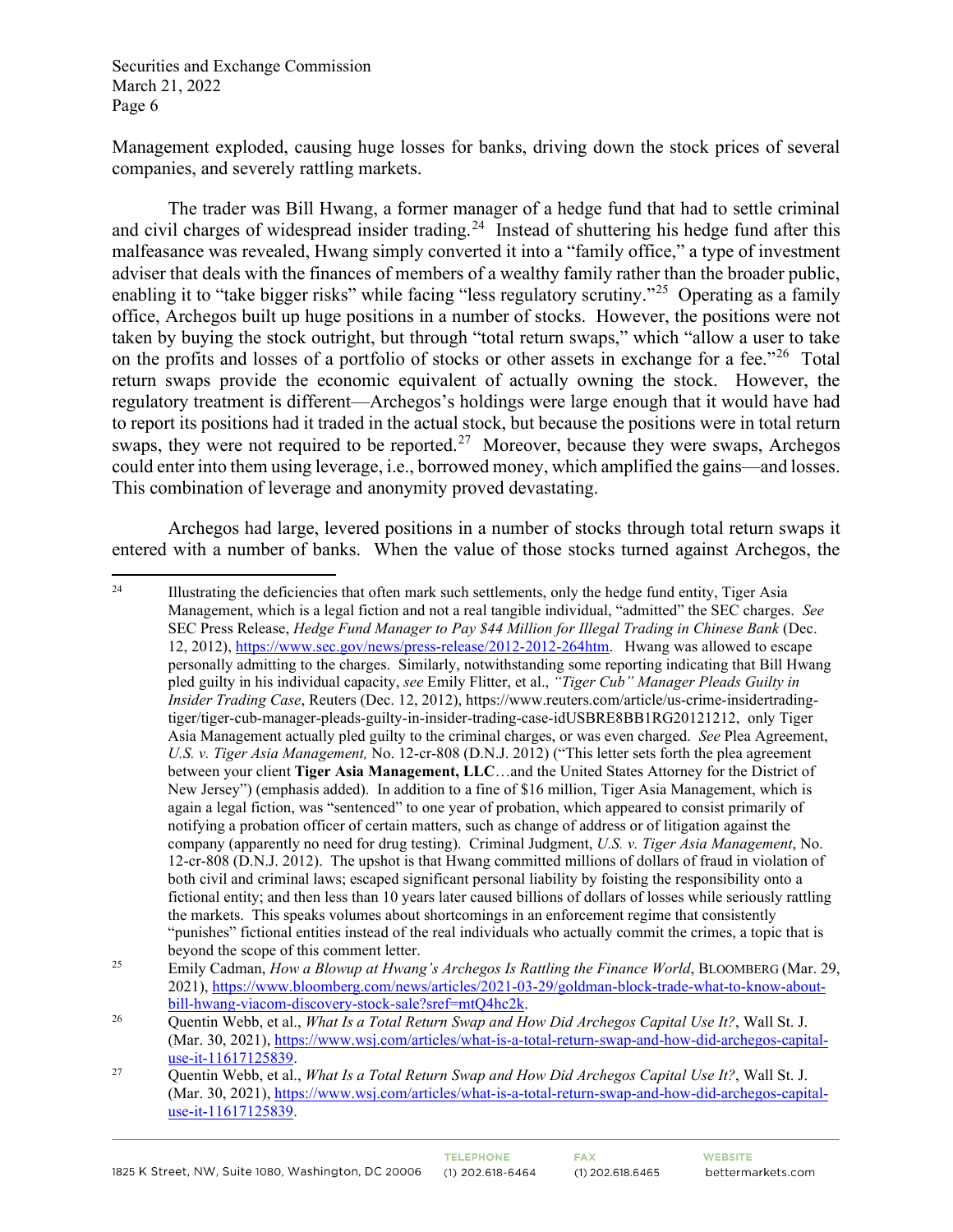Management exploded, causing huge losses for banks, driving down the stock prices of several companies, and severely rattling markets.

The trader was Bill Hwang, a former manager of a hedge fund that had to settle criminal and civil charges of widespread insider trading.[24] Instead of shuttering his hedge fund after this malfeasance was revealed, Hwang simply converted it into a "family office," a type of investment adviser that deals with the finances of members of a wealthy family rather than the broader public, enabling it to "take bigger risks" while facing "less regulatory scrutiny."[25] Operating as a family office, Archegos built up huge positions in a number of stocks. However, the positions were not taken by buying the stock outright, but through "total return swaps," which "allow a user to take on the profits and losses of a portfolio of stocks or other assets in exchange for a fee."[26] Total return swaps provide the economic equivalent of actually owning the stock. However, the regulatory treatment is different—Archegos's holdings were large enough that it would have had to report its positions had it traded in the actual stock, but because the positions were in total return swaps, they were not required to be reported.[27] Moreover, because they were swaps, Archegos could enter into them using leverage, i.e., borrowed money, which amplified the gains—and losses. This combination of leverage and anonymity proved devastating.

Archegos had large, levered positions in a number of stocks through total return swaps it entered with a number of banks. When the value of those stocks turned against Archegos, the

---

[24] Illustrating the deficiencies that often mark such settlements, only the hedge fund entity, Tiger Asia Management, which is a legal fiction and not a real tangible individual, "admitted" the SEC charges. *See* SEC Press Release, *Hedge Fund Manager to Pay $44 Million for Illegal Trading in Chinese Bank* (Dec. 12, 2012), https://www.sec.gov/news/press-release/2012-2012-264htm. Hwang was allowed to escape personally admitting to the charges. Similarly, notwithstanding some reporting indicating that Bill Hwang pled guilty in his individual capacity, *see* Emily Flitter, et al., *"Tiger Cub" Manager Pleads Guilty in Insider Trading Case*, Reuters (Dec. 12, 2012), https://www.reuters.com/article/us-crime-insidertrading-tiger/tiger-cub-manager-pleads-guilty-in-insider-trading-case-idUSBRE8BB1RG20121212, only Tiger Asia Management actually pled guilty to the criminal charges, or was even charged. *See* Plea Agreement, *U.S. v. Tiger Asia Management,* No. 12-cr-808 (D.N.J. 2012) ("This letter sets forth the plea agreement between your client **Tiger Asia Management, LLC**…and the United States Attorney for the District of New Jersey") (emphasis added). In addition to a fine of $16 million, Tiger Asia Management, which is again a legal fiction, was "sentenced" to one year of probation, which appeared to consist primarily of notifying a probation officer of certain matters, such as change of address or of litigation against the company (apparently no need for drug testing). Criminal Judgment, *U.S. v. Tiger Asia Management*, No. 12-cr-808 (D.N.J. 2012). The upshot is that Hwang committed millions of dollars of fraud in violation of both civil and criminal laws; escaped significant personal liability by foisting the responsibility onto a fictional entity; and then less than 10 years later caused billions of dollars of losses while seriously rattling the markets. This speaks volumes about shortcomings in an enforcement regime that consistently "punishes" fictional entities instead of the real individuals who actually commit the crimes, a topic that is beyond the scope of this comment letter.

[25] Emily Cadman, *How a Blowup at Hwang's Archegos Is Rattling the Finance World*, Bloomberg (Mar. 29, 2021), https://www.bloomberg.com/news/articles/2021-03-29/goldman-block-trade-what-to-know-about-bill-hwang-viacom-discovery-stock-sale?sref=mtQ4hc2k.

[26] Quentin Webb, et al., *What Is a Total Return Swap and How Did Archegos Capital Use It?*, Wall St. J. (Mar. 30, 2021), https://www.wsj.com/articles/what-is-a-total-return-swap-and-how-did-archegos-capital-use-it-11617125839.

[27] Quentin Webb, et al., *What Is a Total Return Swap and How Did Archegos Capital Use It?*, Wall St. J. (Mar. 30, 2021), https://www.wsj.com/articles/what-is-a-total-return-swap-and-how-did-archegos-capital-use-it-11617125839.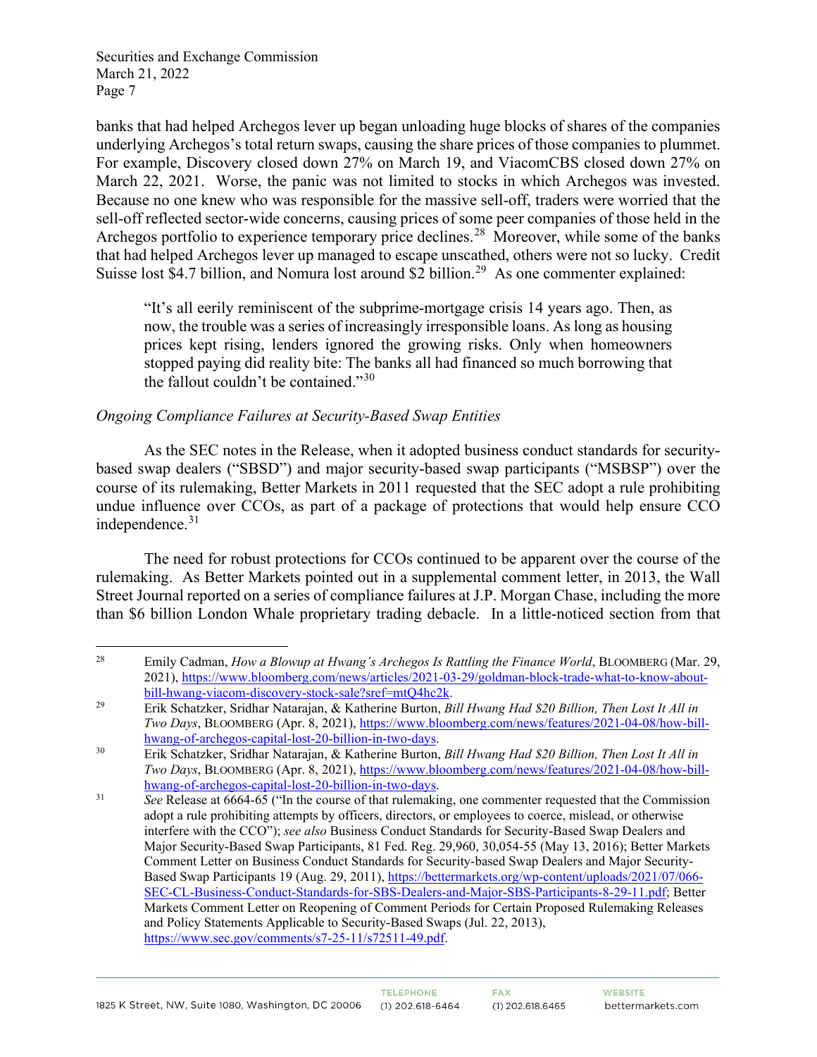banks that had helped Archegos lever up began unloading huge blocks of shares of the companies underlying Archegos's total return swaps, causing the share prices of those companies to plummet. For example, Discovery closed down 27% on March 19, and ViacomCBS closed down 27% on March 22, 2021. Worse, the panic was not limited to stocks in which Archegos was invested. Because no one knew who was responsible for the massive sell-off, traders were worried that the sell-off reflected sector-wide concerns, causing prices of some peer companies of those held in the Archegos portfolio to experience temporary price declines.[28] Moreover, while some of the banks that had helped Archegos lever up managed to escape unscathed, others were not so lucky. Credit Suisse lost $4.7 billion, and Nomura lost around $2 billion.[29] As one commenter explained:

> "It's all eerily reminiscent of the subprime-mortgage crisis 14 years ago. Then, as now, the trouble was a series of increasingly irresponsible loans. As long as housing prices kept rising, lenders ignored the growing risks. Only when homeowners stopped paying did reality bite: The banks all had financed so much borrowing that the fallout couldn't be contained."[30]

*Ongoing Compliance Failures at Security-Based Swap Entities*

As the SEC notes in the Release, when it adopted business conduct standards for security-based swap dealers ("SBSD") and major security-based swap participants ("MSBSP") over the course of its rulemaking, Better Markets in 2011 requested that the SEC adopt a rule prohibiting undue influence over CCOs, as part of a package of protections that would help ensure CCO independence.[31]

The need for robust protections for CCOs continued to be apparent over the course of the rulemaking. As Better Markets pointed out in a supplemental comment letter, in 2013, the Wall Street Journal reported on a series of compliance failures at J.P. Morgan Chase, including the more than $6 billion London Whale proprietary trading debacle. In a little-noticed section from that

---

[28] Emily Cadman, *How a Blowup at Hwang's Archegos Is Rattling the Finance World*, BLOOMBERG (Mar. 29, 2021), https://www.bloomberg.com/news/articles/2021-03-29/goldman-block-trade-what-to-know-about-bill-hwang-viacom-discovery-stock-sale?sref=mtQ4hc2k.

[29] Erik Schatzker, Sridhar Natarajan, & Katherine Burton, *Bill Hwang Had $20 Billion, Then Lost It All in Two Days*, BLOOMBERG (Apr. 8, 2021), https://www.bloomberg.com/news/features/2021-04-08/how-bill-hwang-of-archegos-capital-lost-20-billion-in-two-days.

[30] Erik Schatzker, Sridhar Natarajan, & Katherine Burton, *Bill Hwang Had $20 Billion, Then Lost It All in Two Days*, BLOOMBERG (Apr. 8, 2021), https://www.bloomberg.com/news/features/2021-04-08/how-bill-hwang-of-archegos-capital-lost-20-billion-in-two-days.

[31] *See* Release at 6664-65 ("In the course of that rulemaking, one commenter requested that the Commission adopt a rule prohibiting attempts by officers, directors, or employees to coerce, mislead, or otherwise interfere with the CCO"); *see also* Business Conduct Standards for Security-Based Swap Dealers and Major Security-Based Swap Participants, 81 Fed. Reg. 29,960, 30,054-55 (May 13, 2016); Better Markets Comment Letter on Business Conduct Standards for Security-based Swap Dealers and Major Security-Based Swap Participants 19 (Aug. 29, 2011), https://bettermarkets.org/wp-content/uploads/2021/07/066-SEC-CL-Business-Conduct-Standards-for-SBS-Dealers-and-Major-SBS-Participants-8-29-11.pdf; Better Markets Comment Letter on Reopening of Comment Periods for Certain Proposed Rulemaking Releases and Policy Statements Applicable to Security-Based Swaps (Jul. 22, 2013), https://www.sec.gov/comments/s7-25-11/s72511-49.pdf.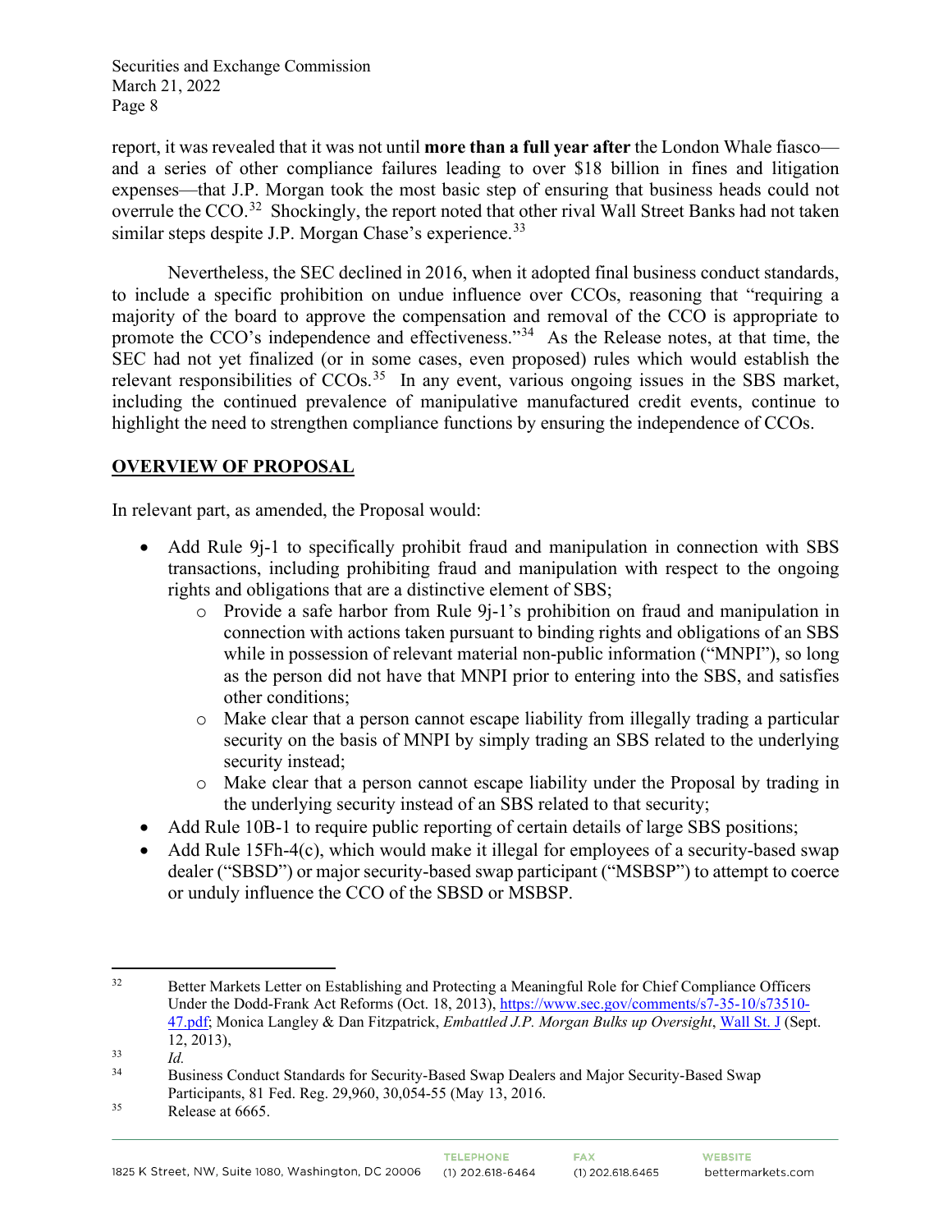report, it was revealed that it was not until **more than a full year after** the London Whale fiasco—and a series of other compliance failures leading to over $18 billion in fines and litigation expenses—that J.P. Morgan took the most basic step of ensuring that business heads could not overrule the CCO.[32] Shockingly, the report noted that other rival Wall Street Banks had not taken similar steps despite J.P. Morgan Chase's experience.[33]

Nevertheless, the SEC declined in 2016, when it adopted final business conduct standards, to include a specific prohibition on undue influence over CCOs, reasoning that "requiring a majority of the board to approve the compensation and removal of the CCO is appropriate to promote the CCO's independence and effectiveness."[34] As the Release notes, at that time, the SEC had not yet finalized (or in some cases, even proposed) rules which would establish the relevant responsibilities of CCOs.[35] In any event, various ongoing issues in the SBS market, including the continued prevalence of manipulative manufactured credit events, continue to highlight the need to strengthen compliance functions by ensuring the independence of CCOs.

## OVERVIEW OF PROPOSAL

In relevant part, as amended, the Proposal would:

- Add Rule 9j-1 to specifically prohibit fraud and manipulation in connection with SBS transactions, including prohibiting fraud and manipulation with respect to the ongoing rights and obligations that are a distinctive element of SBS;
  - Provide a safe harbor from Rule 9j-1's prohibition on fraud and manipulation in connection with actions taken pursuant to binding rights and obligations of an SBS while in possession of relevant material non-public information ("MNPI"), so long as the person did not have that MNPI prior to entering into the SBS, and satisfies other conditions;
  - Make clear that a person cannot escape liability from illegally trading a particular security on the basis of MNPI by simply trading an SBS related to the underlying security instead;
  - Make clear that a person cannot escape liability under the Proposal by trading in the underlying security instead of an SBS related to that security;
- Add Rule 10B-1 to require public reporting of certain details of large SBS positions;
- Add Rule 15Fh-4(c), which would make it illegal for employees of a security-based swap dealer ("SBSD") or major security-based swap participant ("MSBSP") to attempt to coerce or unduly influence the CCO of the SBSD or MSBSP.

---

[32] Better Markets Letter on Establishing and Protecting a Meaningful Role for Chief Compliance Officers Under the Dodd-Frank Act Reforms (Oct. 18, 2013), https://www.sec.gov/comments/s7-35-10/s73510-47.pdf; Monica Langley & Dan Fitzpatrick, *Embattled J.P. Morgan Bulks up Oversight*, Wall St. J (Sept. 12, 2013),

[33] *Id.*

[34] Business Conduct Standards for Security-Based Swap Dealers and Major Security-Based Swap Participants, 81 Fed. Reg. 29,960, 30,054-55 (May 13, 2016).

[35] Release at 6665.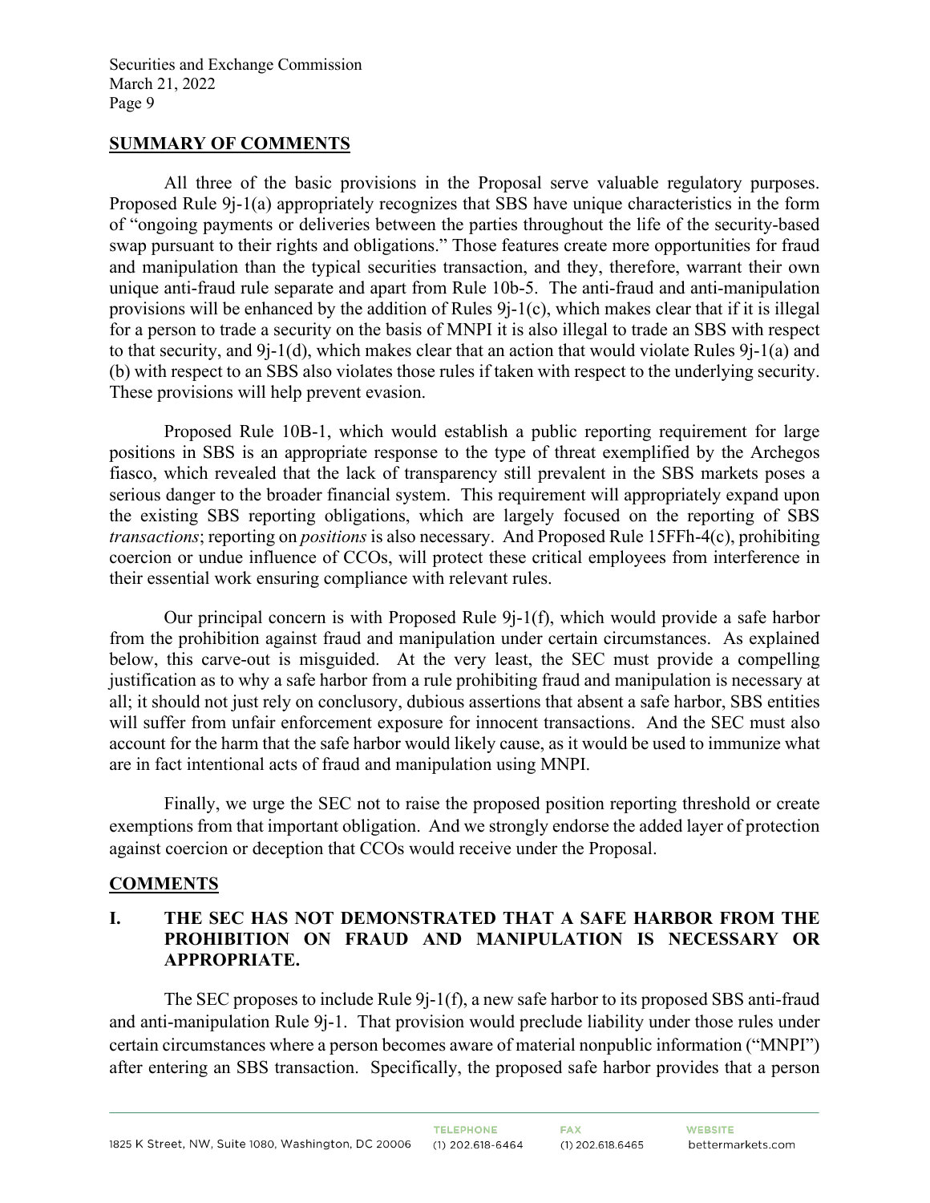## SUMMARY OF COMMENTS

All three of the basic provisions in the Proposal serve valuable regulatory purposes. Proposed Rule 9j-1(a) appropriately recognizes that SBS have unique characteristics in the form of "ongoing payments or deliveries between the parties throughout the life of the security-based swap pursuant to their rights and obligations." Those features create more opportunities for fraud and manipulation than the typical securities transaction, and they, therefore, warrant their own unique anti-fraud rule separate and apart from Rule 10b-5. The anti-fraud and anti-manipulation provisions will be enhanced by the addition of Rules 9j-1(c), which makes clear that if it is illegal for a person to trade a security on the basis of MNPI it is also illegal to trade an SBS with respect to that security, and 9j-1(d), which makes clear that an action that would violate Rules 9j-1(a) and (b) with respect to an SBS also violates those rules if taken with respect to the underlying security. These provisions will help prevent evasion.

Proposed Rule 10B-1, which would establish a public reporting requirement for large positions in SBS is an appropriate response to the type of threat exemplified by the Archegos fiasco, which revealed that the lack of transparency still prevalent in the SBS markets poses a serious danger to the broader financial system. This requirement will appropriately expand upon the existing SBS reporting obligations, which are largely focused on the reporting of SBS *transactions*; reporting on *positions* is also necessary. And Proposed Rule 15FFh-4(c), prohibiting coercion or undue influence of CCOs, will protect these critical employees from interference in their essential work ensuring compliance with relevant rules.

Our principal concern is with Proposed Rule 9j-1(f), which would provide a safe harbor from the prohibition against fraud and manipulation under certain circumstances. As explained below, this carve-out is misguided. At the very least, the SEC must provide a compelling justification as to why a safe harbor from a rule prohibiting fraud and manipulation is necessary at all; it should not just rely on conclusory, dubious assertions that absent a safe harbor, SBS entities will suffer from unfair enforcement exposure for innocent transactions. And the SEC must also account for the harm that the safe harbor would likely cause, as it would be used to immunize what are in fact intentional acts of fraud and manipulation using MNPI.

Finally, we urge the SEC not to raise the proposed position reporting threshold or create exemptions from that important obligation. And we strongly endorse the added layer of protection against coercion or deception that CCOs would receive under the Proposal.

## COMMENTS

### I. THE SEC HAS NOT DEMONSTRATED THAT A SAFE HARBOR FROM THE PROHIBITION ON FRAUD AND MANIPULATION IS NECESSARY OR APPROPRIATE.

The SEC proposes to include Rule 9j-1(f), a new safe harbor to its proposed SBS anti-fraud and anti-manipulation Rule 9j-1. That provision would preclude liability under those rules under certain circumstances where a person becomes aware of material nonpublic information ("MNPI") after entering an SBS transaction. Specifically, the proposed safe harbor provides that a person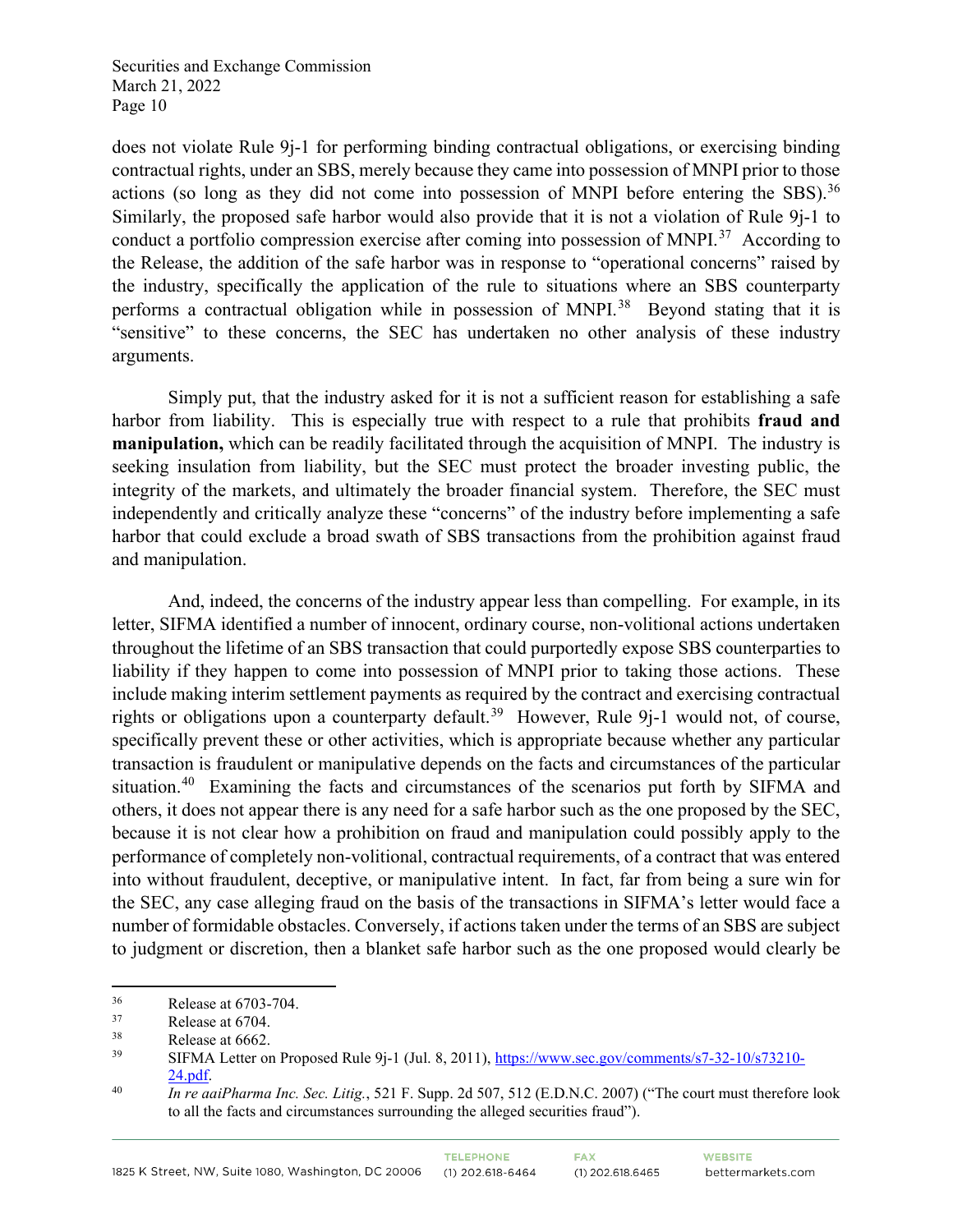does not violate Rule 9j-1 for performing binding contractual obligations, or exercising binding contractual rights, under an SBS, merely because they came into possession of MNPI prior to those actions (so long as they did not come into possession of MNPI before entering the SBS).[36] Similarly, the proposed safe harbor would also provide that it is not a violation of Rule 9j-1 to conduct a portfolio compression exercise after coming into possession of MNPI.[37] According to the Release, the addition of the safe harbor was in response to "operational concerns" raised by the industry, specifically the application of the rule to situations where an SBS counterparty performs a contractual obligation while in possession of MNPI.[38] Beyond stating that it is "sensitive" to these concerns, the SEC has undertaken no other analysis of these industry arguments.

Simply put, that the industry asked for it is not a sufficient reason for establishing a safe harbor from liability. This is especially true with respect to a rule that prohibits **fraud and manipulation,** which can be readily facilitated through the acquisition of MNPI. The industry is seeking insulation from liability, but the SEC must protect the broader investing public, the integrity of the markets, and ultimately the broader financial system. Therefore, the SEC must independently and critically analyze these "concerns" of the industry before implementing a safe harbor that could exclude a broad swath of SBS transactions from the prohibition against fraud and manipulation.

And, indeed, the concerns of the industry appear less than compelling. For example, in its letter, SIFMA identified a number of innocent, ordinary course, non-volitional actions undertaken throughout the lifetime of an SBS transaction that could purportedly expose SBS counterparties to liability if they happen to come into possession of MNPI prior to taking those actions. These include making interim settlement payments as required by the contract and exercising contractual rights or obligations upon a counterparty default.[39] However, Rule 9j-1 would not, of course, specifically prevent these or other activities, which is appropriate because whether any particular transaction is fraudulent or manipulative depends on the facts and circumstances of the particular situation.[40] Examining the facts and circumstances of the scenarios put forth by SIFMA and others, it does not appear there is any need for a safe harbor such as the one proposed by the SEC, because it is not clear how a prohibition on fraud and manipulation could possibly apply to the performance of completely non-volitional, contractual requirements, of a contract that was entered into without fraudulent, deceptive, or manipulative intent. In fact, far from being a sure win for the SEC, any case alleging fraud on the basis of the transactions in SIFMA's letter would face a number of formidable obstacles. Conversely, if actions taken under the terms of an SBS are subject to judgment or discretion, then a blanket safe harbor such as the one proposed would clearly be

---

[36] Release at 6703-704.

[37] Release at 6704.

[38] Release at 6662.

[39] SIFMA Letter on Proposed Rule 9j-1 (Jul. 8, 2011), https://www.sec.gov/comments/s7-32-10/s73210-24.pdf.

[40] *In re aaiPharma Inc. Sec. Litig.*, 521 F. Supp. 2d 507, 512 (E.D.N.C. 2007) ("The court must therefore look to all the facts and circumstances surrounding the alleged securities fraud").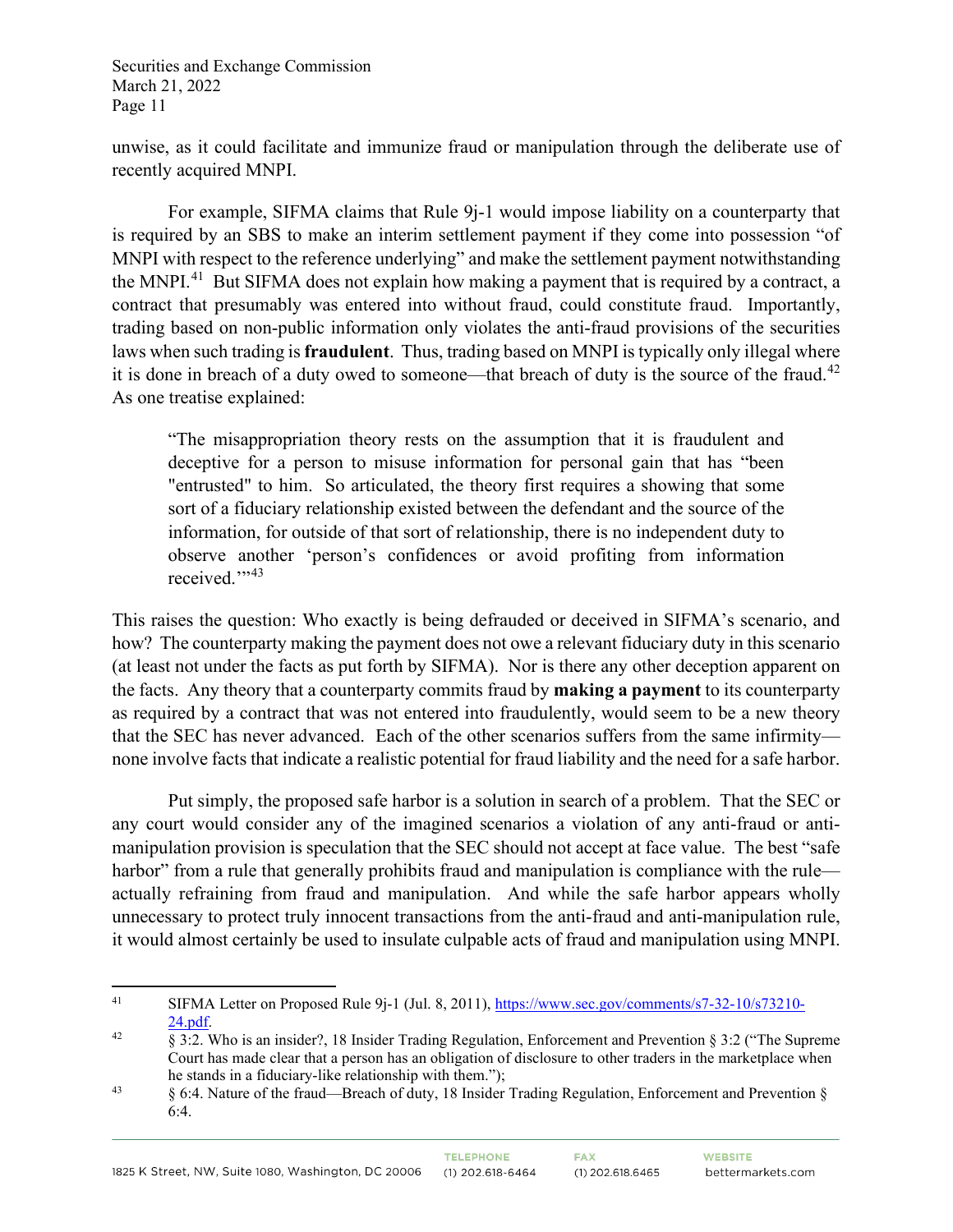unwise, as it could facilitate and immunize fraud or manipulation through the deliberate use of recently acquired MNPI.

For example, SIFMA claims that Rule 9j-1 would impose liability on a counterparty that is required by an SBS to make an interim settlement payment if they come into possession "of MNPI with respect to the reference underlying" and make the settlement payment notwithstanding the MNPI.[41] But SIFMA does not explain how making a payment that is required by a contract, a contract that presumably was entered into without fraud, could constitute fraud. Importantly, trading based on non-public information only violates the anti-fraud provisions of the securities laws when such trading is **fraudulent**. Thus, trading based on MNPI is typically only illegal where it is done in breach of a duty owed to someone—that breach of duty is the source of the fraud.[42] As one treatise explained:

> "The misappropriation theory rests on the assumption that it is fraudulent and deceptive for a person to misuse information for personal gain that has "been "entrusted" to him. So articulated, the theory first requires a showing that some sort of a fiduciary relationship existed between the defendant and the source of the information, for outside of that sort of relationship, there is no independent duty to observe another 'person's confidences or avoid profiting from information received.'"[43]

This raises the question: Who exactly is being defrauded or deceived in SIFMA's scenario, and how? The counterparty making the payment does not owe a relevant fiduciary duty in this scenario (at least not under the facts as put forth by SIFMA). Nor is there any other deception apparent on the facts. Any theory that a counterparty commits fraud by **making a payment** to its counterparty as required by a contract that was not entered into fraudulently, would seem to be a new theory that the SEC has never advanced. Each of the other scenarios suffers from the same infirmity—none involve facts that indicate a realistic potential for fraud liability and the need for a safe harbor.

Put simply, the proposed safe harbor is a solution in search of a problem. That the SEC or any court would consider any of the imagined scenarios a violation of any anti-fraud or anti-manipulation provision is speculation that the SEC should not accept at face value. The best "safe harbor" from a rule that generally prohibits fraud and manipulation is compliance with the rule—actually refraining from fraud and manipulation. And while the safe harbor appears wholly unnecessary to protect truly innocent transactions from the anti-fraud and anti-manipulation rule, it would almost certainly be used to insulate culpable acts of fraud and manipulation using MNPI.

---

[41] SIFMA Letter on Proposed Rule 9j-1 (Jul. 8, 2011), https://www.sec.gov/comments/s7-32-10/s73210-24.pdf.

[42] § 3:2. Who is an insider?, 18 Insider Trading Regulation, Enforcement and Prevention § 3:2 ("The Supreme Court has made clear that a person has an obligation of disclosure to other traders in the marketplace when he stands in a fiduciary-like relationship with them.");

[43] § 6:4. Nature of the fraud—Breach of duty, 18 Insider Trading Regulation, Enforcement and Prevention § 6:4.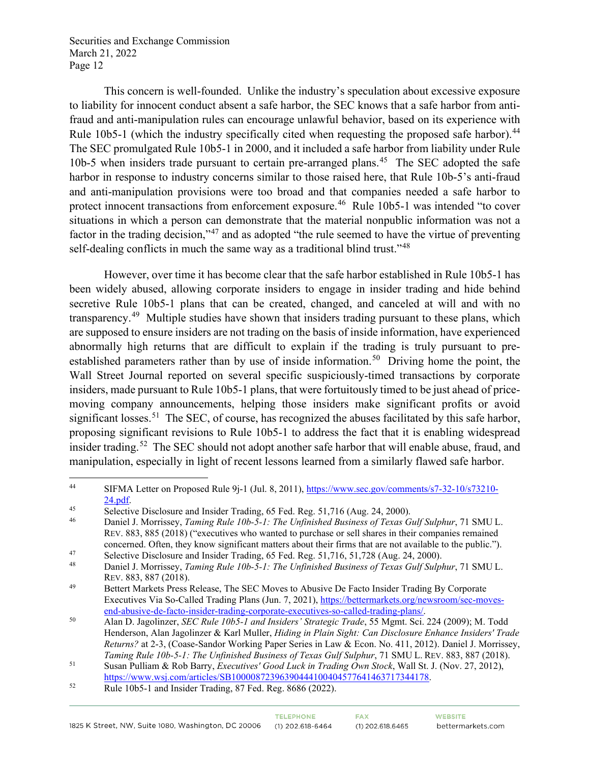This concern is well-founded. Unlike the industry's speculation about excessive exposure to liability for innocent conduct absent a safe harbor, the SEC knows that a safe harbor from anti-fraud and anti-manipulation rules can encourage unlawful behavior, based on its experience with Rule 10b5-1 (which the industry specifically cited when requesting the proposed safe harbor).[44] The SEC promulgated Rule 10b5-1 in 2000, and it included a safe harbor from liability under Rule 10b-5 when insiders trade pursuant to certain pre-arranged plans.[45] The SEC adopted the safe harbor in response to industry concerns similar to those raised here, that Rule 10b-5's anti-fraud and anti-manipulation provisions were too broad and that companies needed a safe harbor to protect innocent transactions from enforcement exposure.[46] Rule 10b5-1 was intended "to cover situations in which a person can demonstrate that the material nonpublic information was not a factor in the trading decision,"[47] and as adopted "the rule seemed to have the virtue of preventing self-dealing conflicts in much the same way as a traditional blind trust."[48]

However, over time it has become clear that the safe harbor established in Rule 10b5-1 has been widely abused, allowing corporate insiders to engage in insider trading and hide behind secretive Rule 10b5-1 plans that can be created, changed, and canceled at will and with no transparency.[49] Multiple studies have shown that insiders trading pursuant to these plans, which are supposed to ensure insiders are not trading on the basis of inside information, have experienced abnormally high returns that are difficult to explain if the trading is truly pursuant to pre-established parameters rather than by use of inside information.[50] Driving home the point, the Wall Street Journal reported on several specific suspiciously-timed transactions by corporate insiders, made pursuant to Rule 10b5-1 plans, that were fortuitously timed to be just ahead of price-moving company announcements, helping those insiders make significant profits or avoid significant losses.[51] The SEC, of course, has recognized the abuses facilitated by this safe harbor, proposing significant revisions to Rule 10b5-1 to address the fact that it is enabling widespread insider trading.[52] The SEC should not adopt another safe harbor that will enable abuse, fraud, and manipulation, especially in light of recent lessons learned from a similarly flawed safe harbor.

---

[44] SIFMA Letter on Proposed Rule 9j-1 (Jul. 8, 2011), https://www.sec.gov/comments/s7-32-10/s73210-24.pdf.

[45] Selective Disclosure and Insider Trading, 65 Fed. Reg. 51,716 (Aug. 24, 2000).

[46] Daniel J. Morrissey, *Taming Rule 10b-5-1: The Unfinished Business of Texas Gulf Sulphur*, 71 SMU L. Rev. 883, 885 (2018) ("executives who wanted to purchase or sell shares in their companies remained concerned. Often, they know significant matters about their firms that are not available to the public.").

[47] Selective Disclosure and Insider Trading, 65 Fed. Reg. 51,716, 51,728 (Aug. 24, 2000).

[48] Daniel J. Morrissey, *Taming Rule 10b-5-1: The Unfinished Business of Texas Gulf Sulphur*, 71 SMU L. Rev. 883, 887 (2018).

[49] Bettert Markets Press Release, The SEC Moves to Abusive De Facto Insider Trading By Corporate Executives Via So-Called Trading Plans (Jun. 7, 2021), https://bettermarkets.org/newsroom/sec-moves-end-abusive-de-facto-insider-trading-corporate-executives-so-called-trading-plans/.

[50] Alan D. Jagolinzer, *SEC Rule 10b5-1 and Insiders' Strategic Trade*, 55 Mgmt. Sci. 224 (2009); M. Todd Henderson, Alan Jagolinzer & Karl Muller, *Hiding in Plain Sight: Can Disclosure Enhance Insiders' Trade Returns?* at 2-3, (Coase-Sandor Working Paper Series in Law & Econ. No. 411, 2012). Daniel J. Morrissey, *Taming Rule 10b-5-1: The Unfinished Business of Texas Gulf Sulphur*, 71 SMU L. Rev. 883, 887 (2018).

[51] Susan Pulliam & Rob Barry, *Executives' Good Luck in Trading Own Stock*, Wall St. J. (Nov. 27, 2012), https://www.wsj.com/articles/SB10000872396390444100404577641463717344178.

[52] Rule 10b5-1 and Insider Trading, 87 Fed. Reg. 8686 (2022).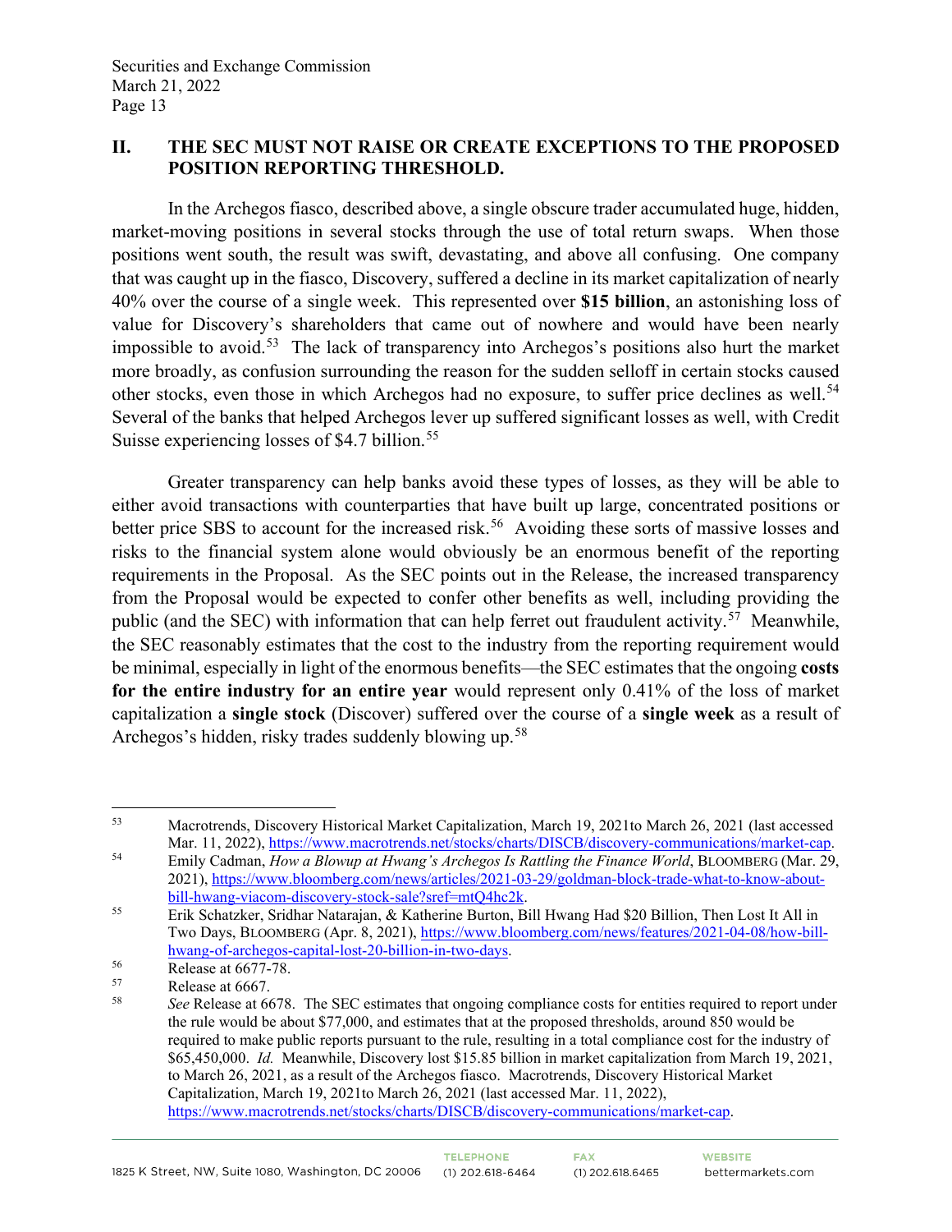## II. THE SEC MUST NOT RAISE OR CREATE EXCEPTIONS TO THE PROPOSED POSITION REPORTING THRESHOLD.

In the Archegos fiasco, described above, a single obscure trader accumulated huge, hidden, market-moving positions in several stocks through the use of total return swaps. When those positions went south, the result was swift, devastating, and above all confusing. One company that was caught up in the fiasco, Discovery, suffered a decline in its market capitalization of nearly 40% over the course of a single week. This represented over **$15 billion**, an astonishing loss of value for Discovery's shareholders that came out of nowhere and would have been nearly impossible to avoid.[53] The lack of transparency into Archegos's positions also hurt the market more broadly, as confusion surrounding the reason for the sudden selloff in certain stocks caused other stocks, even those in which Archegos had no exposure, to suffer price declines as well.[54] Several of the banks that helped Archegos lever up suffered significant losses as well, with Credit Suisse experiencing losses of $4.7 billion.[55]

Greater transparency can help banks avoid these types of losses, as they will be able to either avoid transactions with counterparties that have built up large, concentrated positions or better price SBS to account for the increased risk.[56] Avoiding these sorts of massive losses and risks to the financial system alone would obviously be an enormous benefit of the reporting requirements in the Proposal. As the SEC points out in the Release, the increased transparency from the Proposal would be expected to confer other benefits as well, including providing the public (and the SEC) with information that can help ferret out fraudulent activity.[57] Meanwhile, the SEC reasonably estimates that the cost to the industry from the reporting requirement would be minimal, especially in light of the enormous benefits—the SEC estimates that the ongoing **costs for the entire industry for an entire year** would represent only 0.41% of the loss of market capitalization a **single stock** (Discover) suffered over the course of a **single week** as a result of Archegos's hidden, risky trades suddenly blowing up.[58]

---

[53] Macrotrends, Discovery Historical Market Capitalization, March 19, 2021to March 26, 2021 (last accessed Mar. 11, 2022), https://www.macrotrends.net/stocks/charts/DISCB/discovery-communications/market-cap.

[54] Emily Cadman, *How a Blowup at Hwang's Archegos Is Rattling the Finance World*, BLOOMBERG (Mar. 29, 2021), https://www.bloomberg.com/news/articles/2021-03-29/goldman-block-trade-what-to-know-about-bill-hwang-viacom-discovery-stock-sale?sref=mtQ4hc2k.

[55] Erik Schatzker, Sridhar Natarajan, & Katherine Burton, Bill Hwang Had $20 Billion, Then Lost It All in Two Days, BLOOMBERG (Apr. 8, 2021), https://www.bloomberg.com/news/features/2021-04-08/how-bill-hwang-of-archegos-capital-lost-20-billion-in-two-days.

[56] Release at 6677-78.

[57] Release at 6667.

[58] *See* Release at 6678. The SEC estimates that ongoing compliance costs for entities required to report under the rule would be about $77,000, and estimates that at the proposed thresholds, around 850 would be required to make public reports pursuant to the rule, resulting in a total compliance cost for the industry of $65,450,000. *Id.* Meanwhile, Discovery lost $15.85 billion in market capitalization from March 19, 2021, to March 26, 2021, as a result of the Archegos fiasco. Macrotrends, Discovery Historical Market Capitalization, March 19, 2021to March 26, 2021 (last accessed Mar. 11, 2022), https://www.macrotrends.net/stocks/charts/DISCB/discovery-communications/market-cap.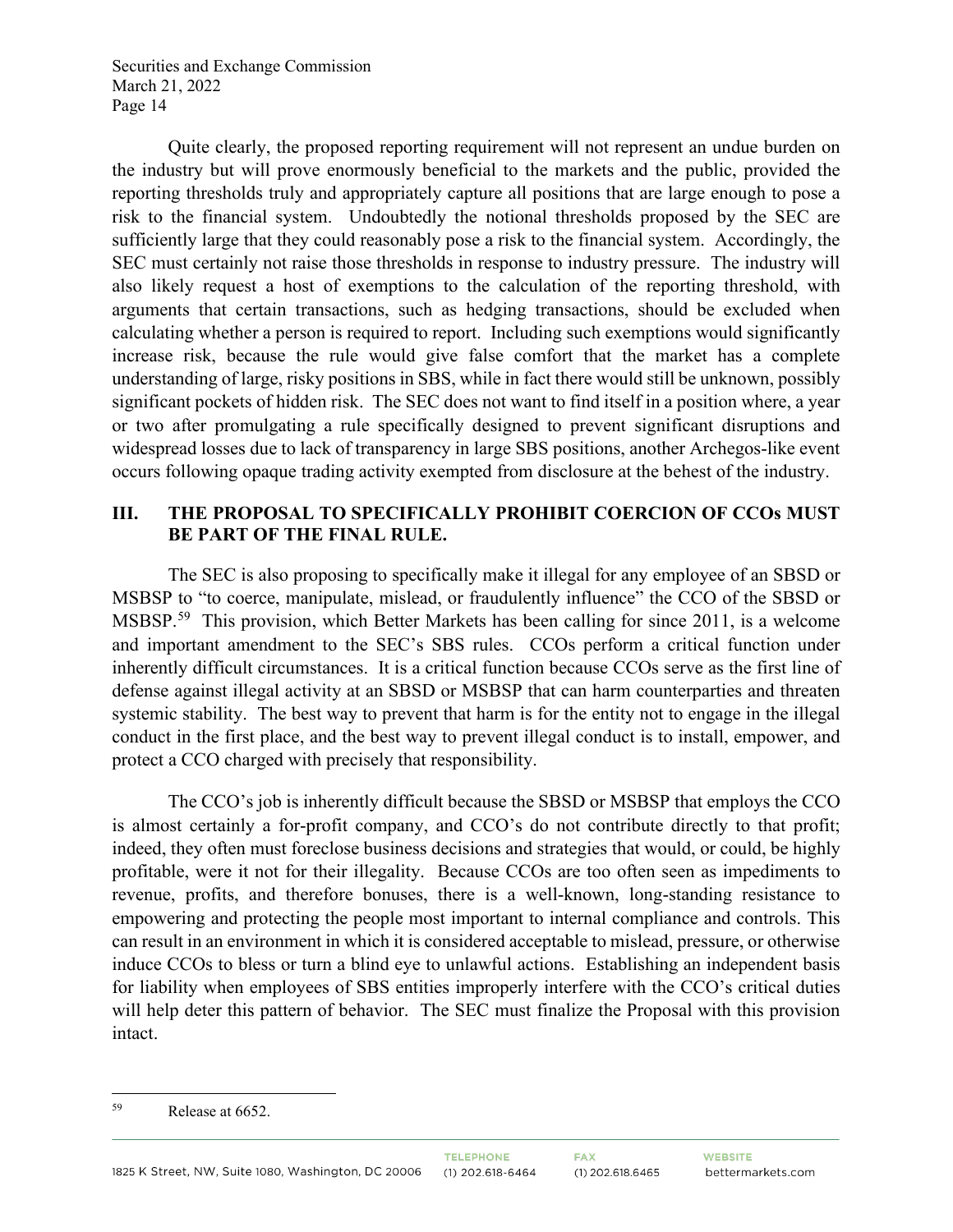Quite clearly, the proposed reporting requirement will not represent an undue burden on the industry but will prove enormously beneficial to the markets and the public, provided the reporting thresholds truly and appropriately capture all positions that are large enough to pose a risk to the financial system. Undoubtedly the notional thresholds proposed by the SEC are sufficiently large that they could reasonably pose a risk to the financial system. Accordingly, the SEC must certainly not raise those thresholds in response to industry pressure. The industry will also likely request a host of exemptions to the calculation of the reporting threshold, with arguments that certain transactions, such as hedging transactions, should be excluded when calculating whether a person is required to report. Including such exemptions would significantly increase risk, because the rule would give false comfort that the market has a complete understanding of large, risky positions in SBS, while in fact there would still be unknown, possibly significant pockets of hidden risk. The SEC does not want to find itself in a position where, a year or two after promulgating a rule specifically designed to prevent significant disruptions and widespread losses due to lack of transparency in large SBS positions, another Archegos-like event occurs following opaque trading activity exempted from disclosure at the behest of the industry.

## III. THE PROPOSAL TO SPECIFICALLY PROHIBIT COERCION OF CCOs MUST BE PART OF THE FINAL RULE.

The SEC is also proposing to specifically make it illegal for any employee of an SBSD or MSBSP to "to coerce, manipulate, mislead, or fraudulently influence" the CCO of the SBSD or MSBSP.[59] This provision, which Better Markets has been calling for since 2011, is a welcome and important amendment to the SEC's SBS rules. CCOs perform a critical function under inherently difficult circumstances. It is a critical function because CCOs serve as the first line of defense against illegal activity at an SBSD or MSBSP that can harm counterparties and threaten systemic stability. The best way to prevent that harm is for the entity not to engage in the illegal conduct in the first place, and the best way to prevent illegal conduct is to install, empower, and protect a CCO charged with precisely that responsibility.

The CCO's job is inherently difficult because the SBSD or MSBSP that employs the CCO is almost certainly a for-profit company, and CCO's do not contribute directly to that profit; indeed, they often must foreclose business decisions and strategies that would, or could, be highly profitable, were it not for their illegality. Because CCOs are too often seen as impediments to revenue, profits, and therefore bonuses, there is a well-known, long-standing resistance to empowering and protecting the people most important to internal compliance and controls. This can result in an environment in which it is considered acceptable to mislead, pressure, or otherwise induce CCOs to bless or turn a blind eye to unlawful actions. Establishing an independent basis for liability when employees of SBS entities improperly interfere with the CCO's critical duties will help deter this pattern of behavior. The SEC must finalize the Proposal with this provision intact.

---

[59] Release at 6652.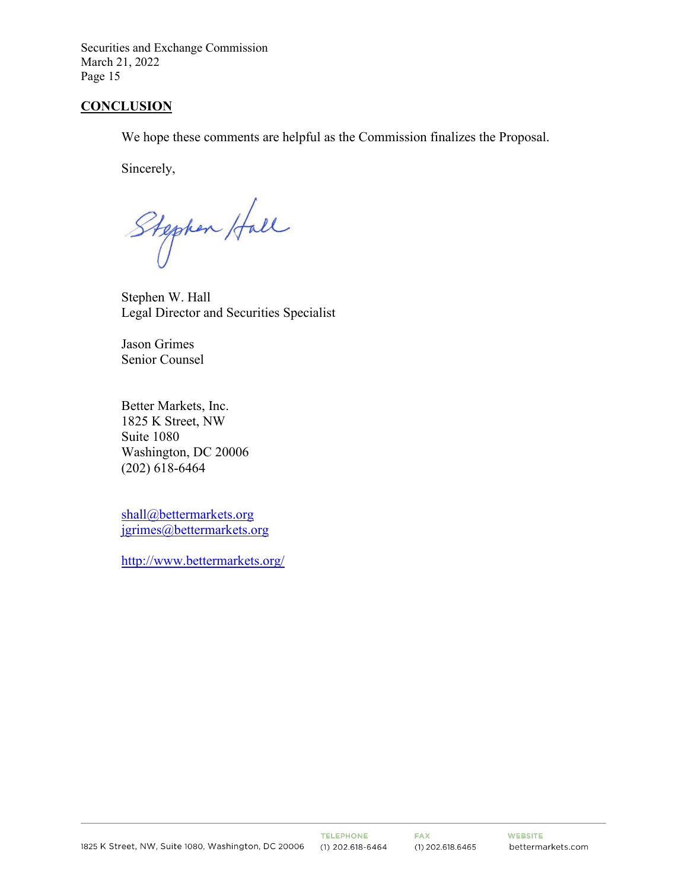## CONCLUSION

We hope these comments are helpful as the Commission finalizes the Proposal.

Sincerely,

Stephen W. Hall
Legal Director and Securities Specialist

Jason Grimes
Senior Counsel

Better Markets, Inc.
1825 K Street, NW
Suite 1080
Washington, DC 20006
(202) 618-6464

shall@bettermarkets.org
jgrimes@bettermarkets.org

http://www.bettermarkets.org/